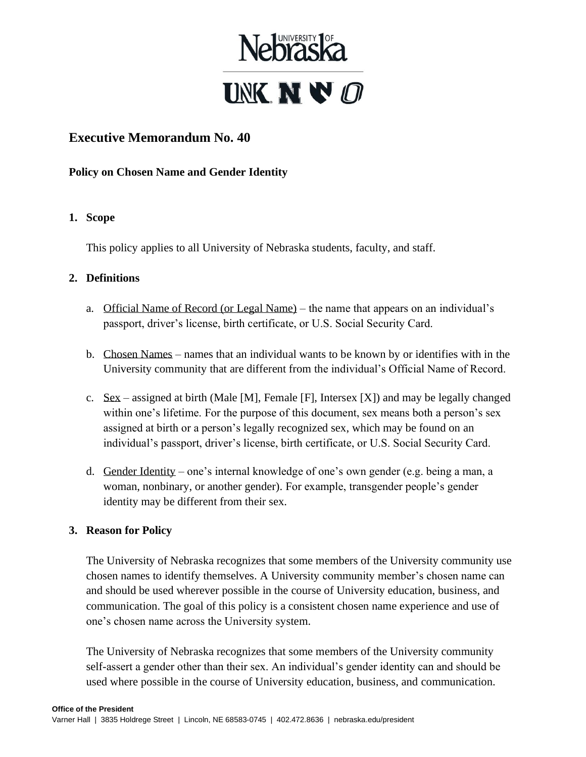# Executive Memorandum No. 40

## Policy on Chosen Name and Gender Identity

### 1. Scope

This policy applies to all University of Nebraska students, faculty, and staff.

### 2. Definitions

a. Official Name of Record (or Legal Name) – the name that appears on an individual's passport, driver's license, birth certificate, or U.S. Social Security Card.

b. Chosen Names – names that an individual wants to be known by or identifies with in the University community that are different from the individual's Official Name of Record.

c. Sex – assigned at birth (Male [M], Female [F], Intersex [X]) and may be legally changed within one's lifetime. For the purpose of this document, sex means both a person's sex assigned at birth or a person's legally recognized sex, which may be found on an individual's passport, driver's license, birth certificate, or U.S. Social Security Card.

d. Gender Identity – one's internal knowledge of one's own gender (e.g. being a man, a woman, nonbinary, or another gender). For example, transgender people's gender identity may be different from their sex.

### 3. Reason for Policy

The University of Nebraska recognizes that some members of the University community use chosen names to identify themselves. A University community member's chosen name can and should be used wherever possible in the course of University education, business, and communication. The goal of this policy is a consistent chosen name experience and use of one's chosen name across the University system.

The University of Nebraska recognizes that some members of the University community self-assert a gender other than their sex. An individual's gender identity can and should be used where possible in the course of University education, business, and communication.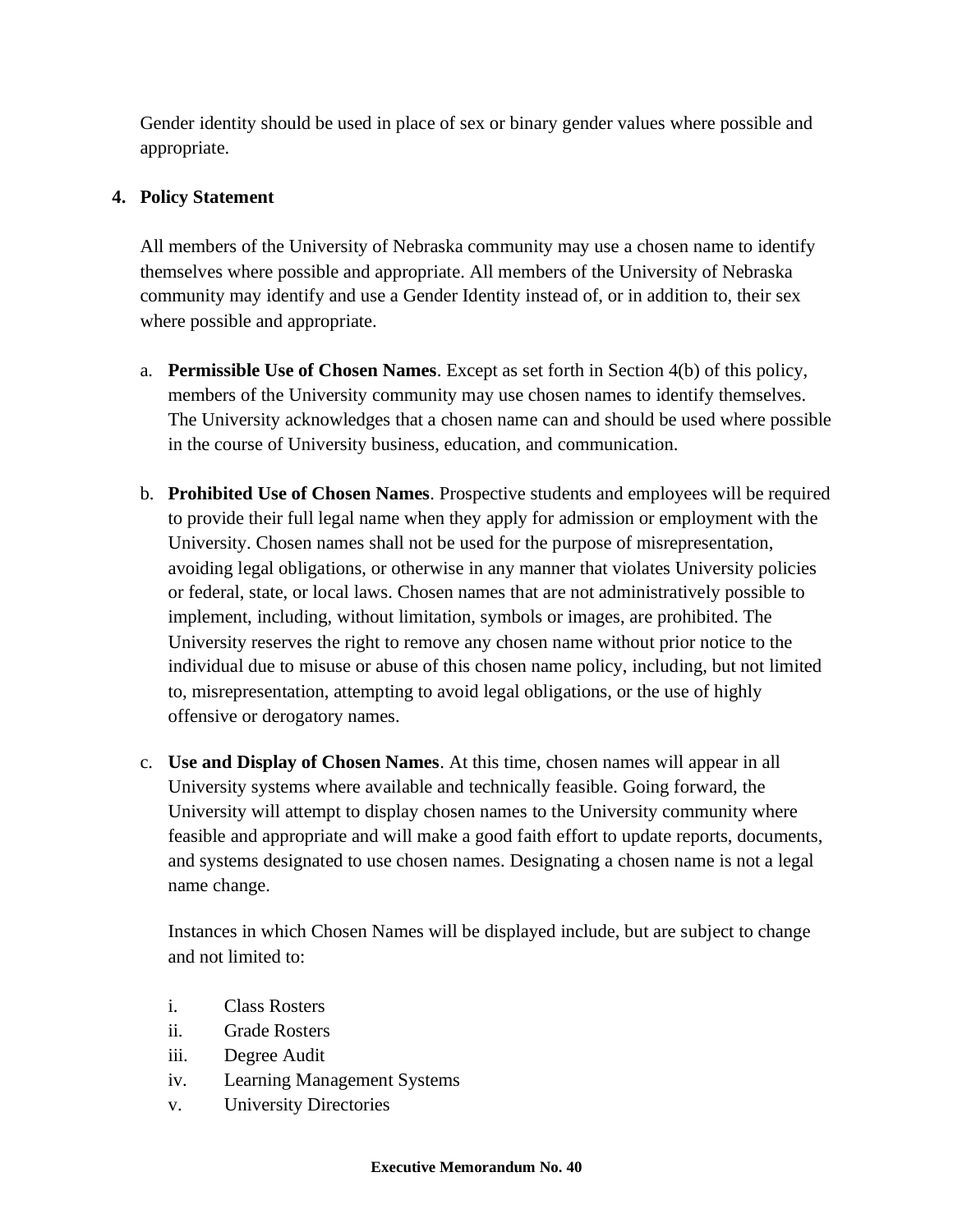Gender identity should be used in place of sex or binary gender values where possible and appropriate.

**4. Policy Statement**

All members of the University of Nebraska community may use a chosen name to identify themselves where possible and appropriate. All members of the University of Nebraska community may identify and use a Gender Identity instead of, or in addition to, their sex where possible and appropriate.

a. **Permissible Use of Chosen Names**. Except as set forth in Section 4(b) of this policy, members of the University community may use chosen names to identify themselves. The University acknowledges that a chosen name can and should be used where possible in the course of University business, education, and communication.

b. **Prohibited Use of Chosen Names**. Prospective students and employees will be required to provide their full legal name when they apply for admission or employment with the University. Chosen names shall not be used for the purpose of misrepresentation, avoiding legal obligations, or otherwise in any manner that violates University policies or federal, state, or local laws. Chosen names that are not administratively possible to implement, including, without limitation, symbols or images, are prohibited. The University reserves the right to remove any chosen name without prior notice to the individual due to misuse or abuse of this chosen name policy, including, but not limited to, misrepresentation, attempting to avoid legal obligations, or the use of highly offensive or derogatory names.

c. **Use and Display of Chosen Names**. At this time, chosen names will appear in all University systems where available and technically feasible. Going forward, the University will attempt to display chosen names to the University community where feasible and appropriate and will make a good faith effort to update reports, documents, and systems designated to use chosen names. Designating a chosen name is not a legal name change.

   Instances in which Chosen Names will be displayed include, but are subject to change and not limited to:

   i. Class Rosters
   ii. Grade Rosters
   iii. Degree Audit
   iv. Learning Management Systems
   v. University Directories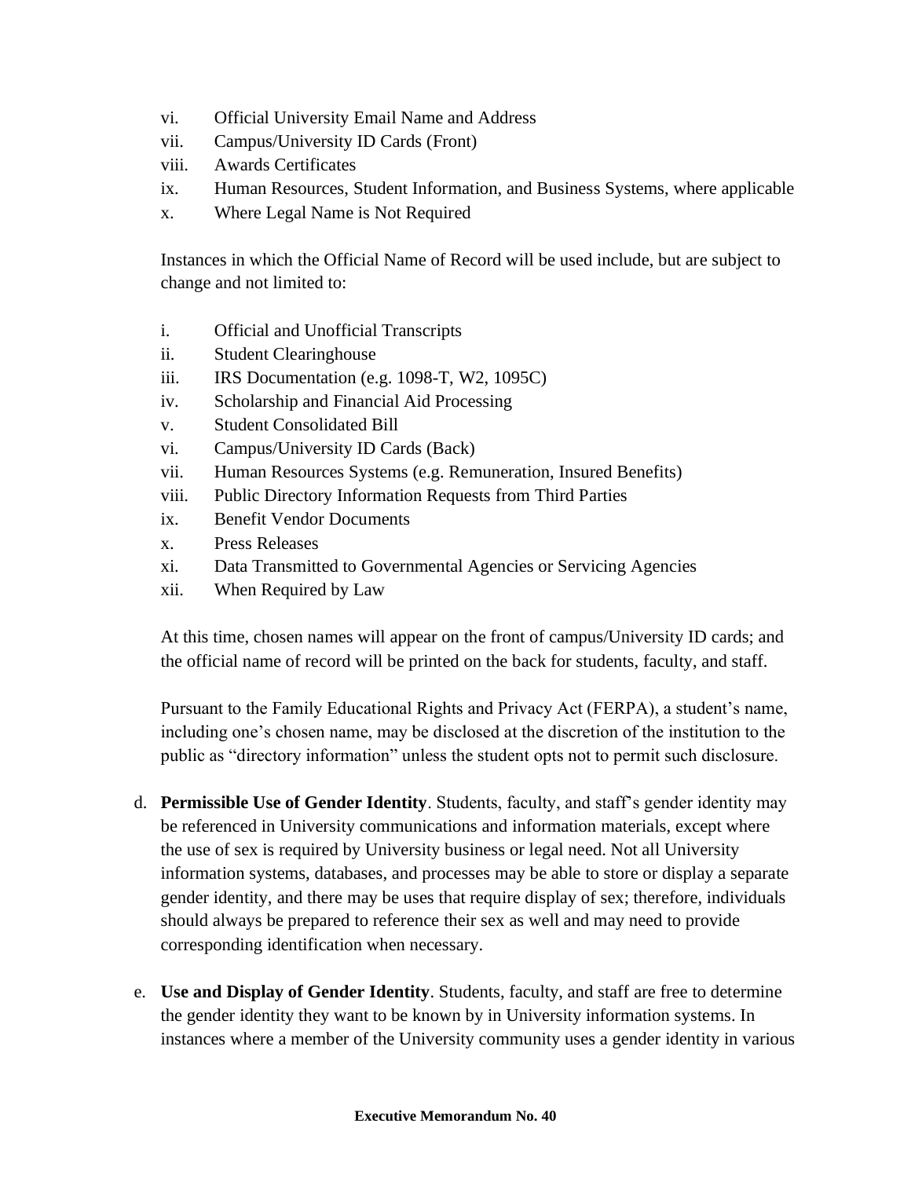vi. Official University Email Name and Address
vii. Campus/University ID Cards (Front)
viii. Awards Certificates
ix. Human Resources, Student Information, and Business Systems, where applicable
x. Where Legal Name is Not Required

Instances in which the Official Name of Record will be used include, but are subject to change and not limited to:

i. Official and Unofficial Transcripts
ii. Student Clearinghouse
iii. IRS Documentation (e.g. 1098-T, W2, 1095C)
iv. Scholarship and Financial Aid Processing
v. Student Consolidated Bill
vi. Campus/University ID Cards (Back)
vii. Human Resources Systems (e.g. Remuneration, Insured Benefits)
viii. Public Directory Information Requests from Third Parties
ix. Benefit Vendor Documents
x. Press Releases
xi. Data Transmitted to Governmental Agencies or Servicing Agencies
xii. When Required by Law

At this time, chosen names will appear on the front of campus/University ID cards; and the official name of record will be printed on the back for students, faculty, and staff.

Pursuant to the Family Educational Rights and Privacy Act (FERPA), a student's name, including one's chosen name, may be disclosed at the discretion of the institution to the public as "directory information" unless the student opts not to permit such disclosure.

d. **Permissible Use of Gender Identity**. Students, faculty, and staff's gender identity may be referenced in University communications and information materials, except where the use of sex is required by University business or legal need. Not all University information systems, databases, and processes may be able to store or display a separate gender identity, and there may be uses that require display of sex; therefore, individuals should always be prepared to reference their sex as well and may need to provide corresponding identification when necessary.

e. **Use and Display of Gender Identity**. Students, faculty, and staff are free to determine the gender identity they want to be known by in University information systems. In instances where a member of the University community uses a gender identity in various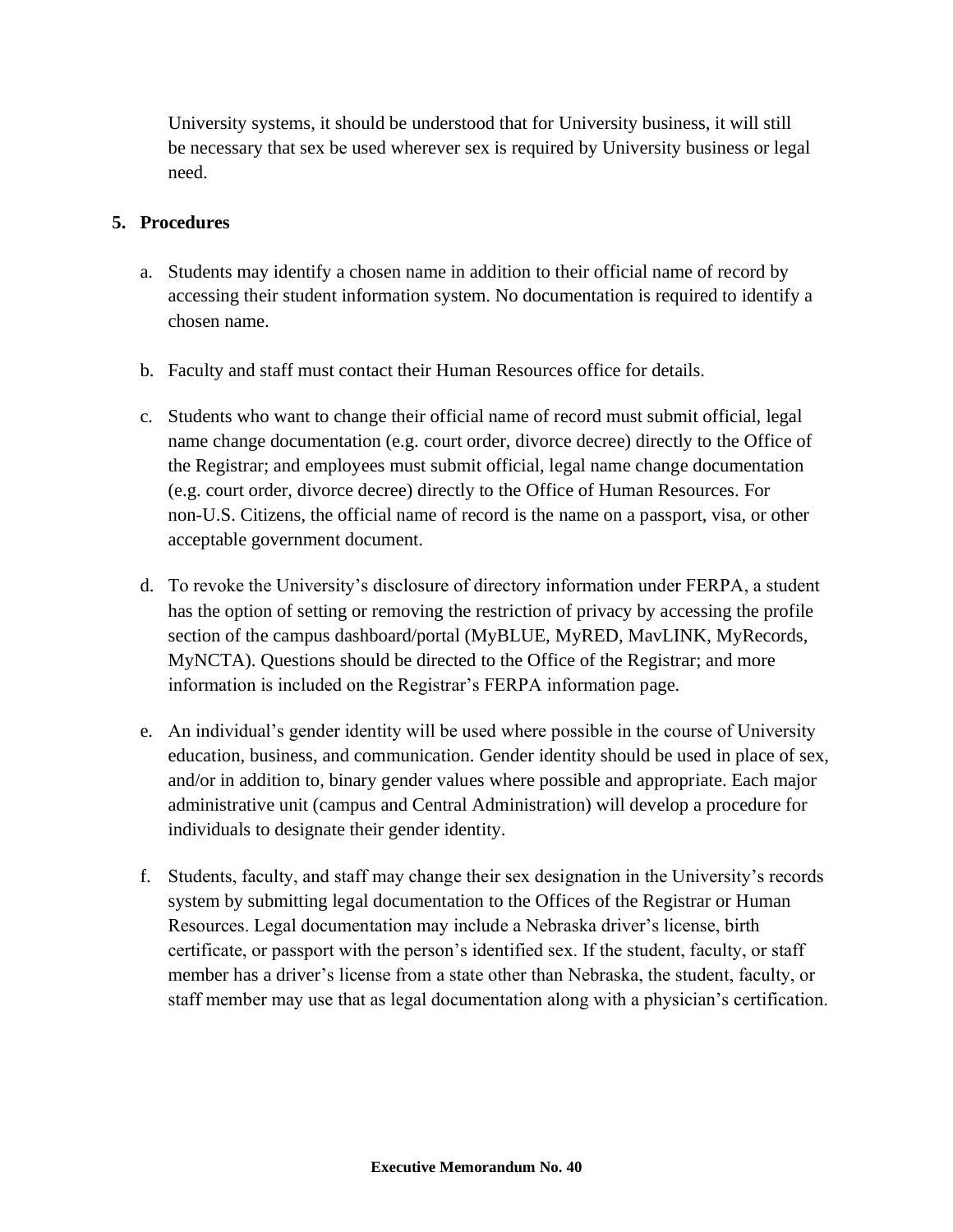University systems, it should be understood that for University business, it will still be necessary that sex be used wherever sex is required by University business or legal need.

**5. Procedures**

a. Students may identify a chosen name in addition to their official name of record by accessing their student information system. No documentation is required to identify a chosen name.

b. Faculty and staff must contact their Human Resources office for details.

c. Students who want to change their official name of record must submit official, legal name change documentation (e.g. court order, divorce decree) directly to the Office of the Registrar; and employees must submit official, legal name change documentation (e.g. court order, divorce decree) directly to the Office of Human Resources. For non-U.S. Citizens, the official name of record is the name on a passport, visa, or other acceptable government document.

d. To revoke the University's disclosure of directory information under FERPA, a student has the option of setting or removing the restriction of privacy by accessing the profile section of the campus dashboard/portal (MyBLUE, MyRED, MavLINK, MyRecords, MyNCTA). Questions should be directed to the Office of the Registrar; and more information is included on the Registrar's FERPA information page.

e. An individual's gender identity will be used where possible in the course of University education, business, and communication. Gender identity should be used in place of sex, and/or in addition to, binary gender values where possible and appropriate. Each major administrative unit (campus and Central Administration) will develop a procedure for individuals to designate their gender identity.

f. Students, faculty, and staff may change their sex designation in the University's records system by submitting legal documentation to the Offices of the Registrar or Human Resources. Legal documentation may include a Nebraska driver's license, birth certificate, or passport with the person's identified sex. If the student, faculty, or staff member has a driver's license from a state other than Nebraska, the student, faculty, or staff member may use that as legal documentation along with a physician's certification.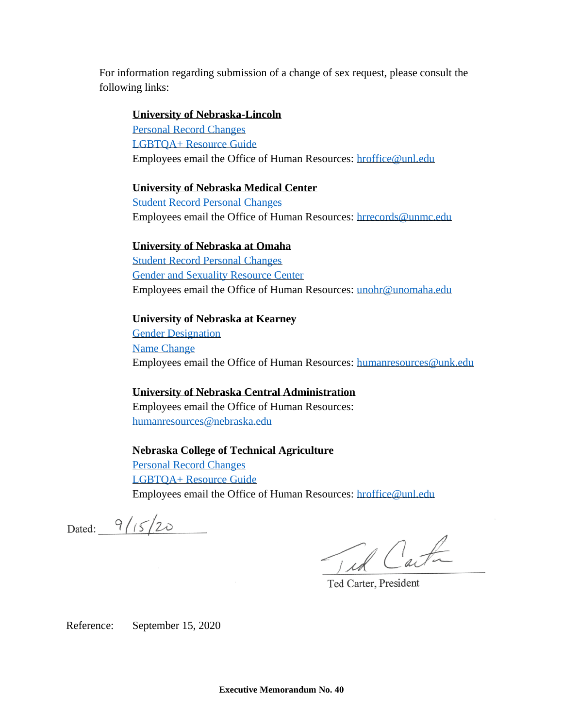For information regarding submission of a change of sex request, please consult the following links:

**University of Nebraska-Lincoln**
Personal Record Changes
LGBTQA+ Resource Guide
Employees email the Office of Human Resources: hroffice@unl.edu

**University of Nebraska Medical Center**
Student Record Personal Changes
Employees email the Office of Human Resources: hrrecords@unmc.edu

**University of Nebraska at Omaha**
Student Record Personal Changes
Gender and Sexuality Resource Center
Employees email the Office of Human Resources: unohr@unomaha.edu

**University of Nebraska at Kearney**
Gender Designation
Name Change
Employees email the Office of Human Resources: humanresources@unk.edu

**University of Nebraska Central Administration**
Employees email the Office of Human Resources: humanresources@nebraska.edu

**Nebraska College of Technical Agriculture**
Personal Record Changes
LGBTQA+ Resource Guide
Employees email the Office of Human Resources: hroffice@unl.edu

Dated: 9/15/20

Ted Carter, President

Reference: September 15, 2020

**Executive Memorandum No. 40**